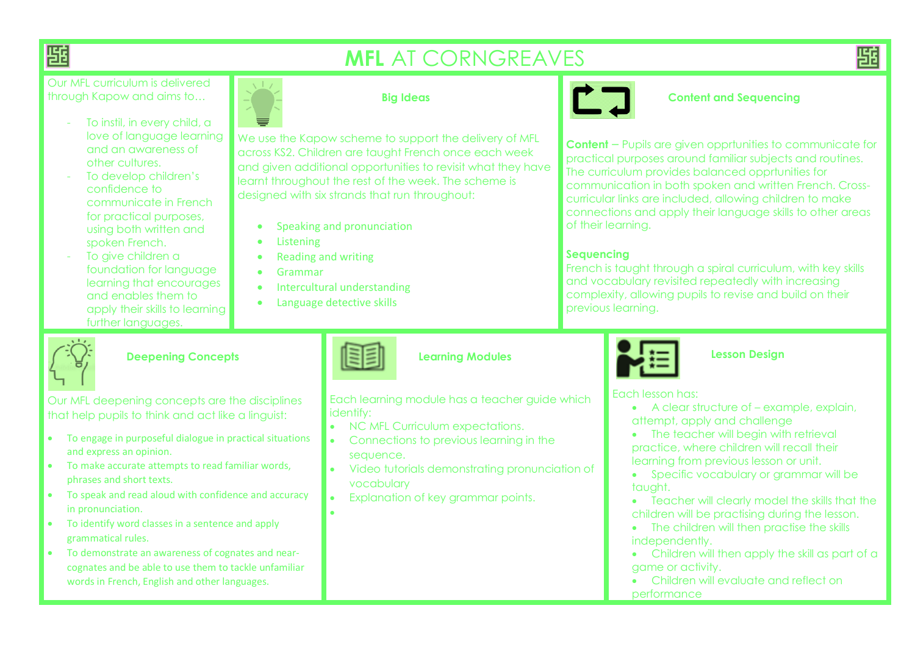# **MFL** AT CORNGREAVES

Our MFL curriculum is delivered through Kapow and aims to…

- To instil, in every child, a love of language learning and an awareness of other cultures.
- To develop children's confidence to communicate in French for practical purposes, using both written and spoken French.
- To give children a foundation for language learning that encourages and enables them to apply their skills to learning further languages.

## Big Ideas

We use the Kapow scheme to support the delivery of MFL across KS2. Children are taught French once each week and given additional opportunities to revisit what they have learnt throughout the rest of the week. The scheme is designed with six strands that run throughout:

- Speaking and pronunciation
- Listening
- Reading and writing
- Grammar
- Intercultural understanding
- Language detective skills

## Content and Sequencing

**Content** – Pupils are given opprtunities to communicate for practical purposes around familiar subjects and routines. The curriculum provides balanced opprtunities for communication in both spoken and written French. Cross-curricular links are included, allowing children to make connections and apply their language skills to other areas of their learning.

**Sequencing**

French is taught through a spiral curriculum, with key skills and vocabulary revisited repeatedly with increasing complexity, allowing pupils to revise and build on their previous learning.

## Deepening Concepts

Our MFL deepening concepts are the disciplines that help pupils to think and act like a linguist:

- To engage in purposeful dialogue in practical situations and express an opinion.
- To make accurate attempts to read familiar words, phrases and short texts.
- To speak and read aloud with confidence and accuracy in pronunciation.
- To identify word classes in a sentence and apply grammatical rules.
- To demonstrate an awareness of cognates and near-cognates and be able to use them to tackle unfamiliar words in French, English and other languages.

## Learning Modules

Each learning module has a teacher guide which identify:

- NC MFL Curriculum expectations.
- Connections to previous learning in the sequence.
- Video tutorials demonstrating pronunciation of vocabulary
- Explanation of key grammar points.

## Lesson Design

Each lesson has:

- A clear structure of – example, explain, attempt, apply and challenge
- The teacher will begin with retrieval practice, where children will recall their learning from previous lesson or unit.
- Specific vocabulary or grammar will be taught.
- Teacher will clearly model the skills that the children will be practising during the lesson.
- The children will then practise the skills independently.
- Children will then apply the skill as part of a game or activity.
- Children will evaluate and reflect on performance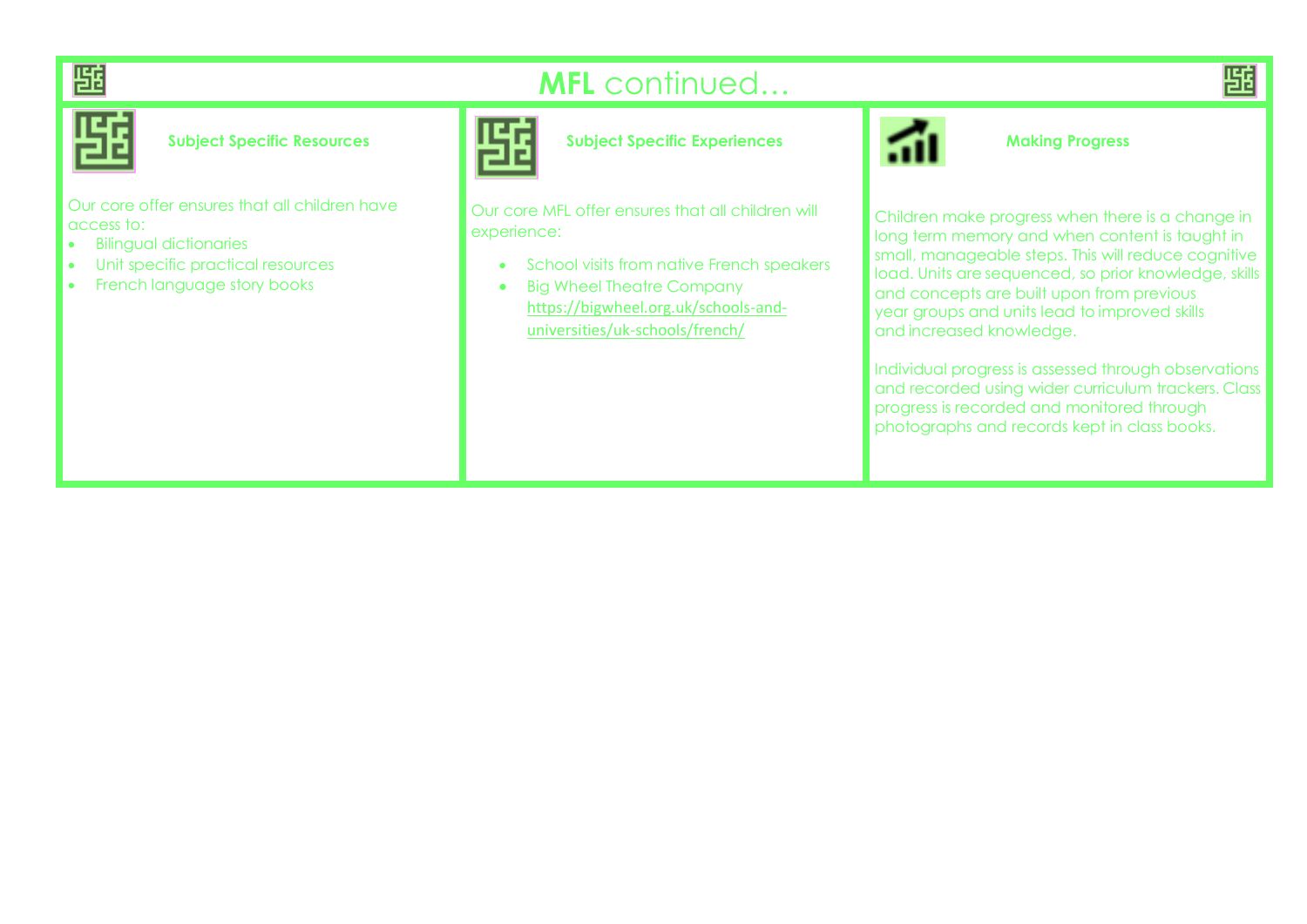# **MFL** continued…

### Subject Specific Resources

Our core offer ensures that all children have access to:

- Bilingual dictionaries
- Unit specific practical resources
- French language story books

### Subject Specific Experiences

Our core MFL offer ensures that all children will experience:

- School visits from native French speakers
- Big Wheel Theatre Company https://bigwheel.org.uk/schools-and-universities/uk-schools/french/

### Making Progress

Children make progress when there is a change in long term memory and when content is taught in small, manageable steps. This will reduce cognitive load. Units are sequenced, so prior knowledge, skills and concepts are built upon from previous year groups and units lead to improved skills and increased knowledge.

Individual progress is assessed through observations and recorded using wider curriculum trackers. Class progress is recorded and monitored through photographs and records kept in class books.